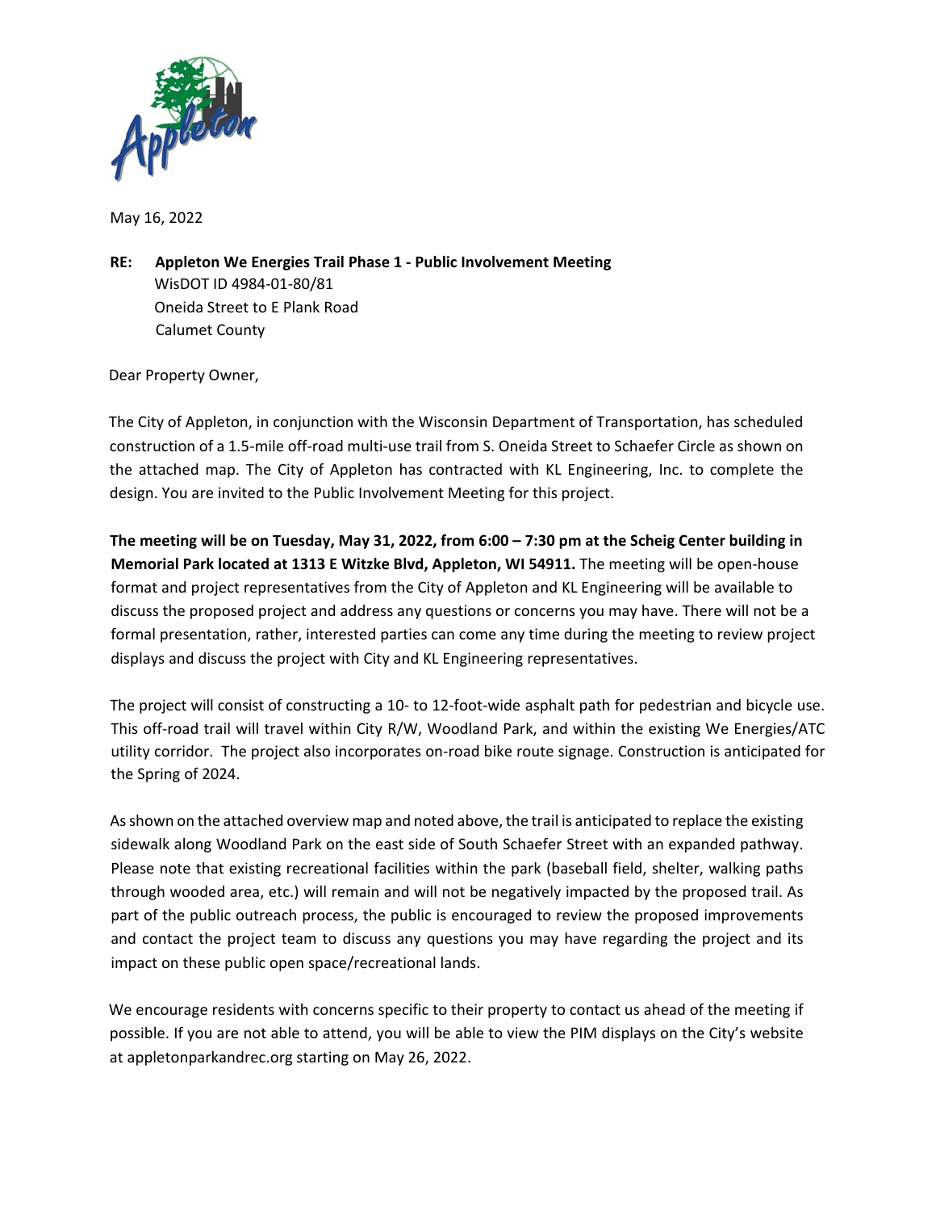May 16, 2022

**RE: Appleton We Energies Trail Phase 1 - Public Involvement Meeting**
WisDOT ID 4984-01-80/81
Oneida Street to E Plank Road
Calumet County

Dear Property Owner,

The City of Appleton, in conjunction with the Wisconsin Department of Transportation, has scheduled construction of a 1.5-mile off-road multi-use trail from S. Oneida Street to Schaefer Circle as shown on the attached map. The City of Appleton has contracted with KL Engineering, Inc. to complete the design. You are invited to the Public Involvement Meeting for this project.

**The meeting will be on Tuesday, May 31, 2022, from 6:00 – 7:30 pm at the Scheig Center building in Memorial Park located at 1313 E Witzke Blvd, Appleton, WI 54911.** The meeting will be open-house format and project representatives from the City of Appleton and KL Engineering will be available to discuss the proposed project and address any questions or concerns you may have. There will not be a formal presentation, rather, interested parties can come any time during the meeting to review project displays and discuss the project with City and KL Engineering representatives.

The project will consist of constructing a 10- to 12-foot-wide asphalt path for pedestrian and bicycle use. This off-road trail will travel within City R/W, Woodland Park, and within the existing We Energies/ATC utility corridor. The project also incorporates on-road bike route signage. Construction is anticipated for the Spring of 2024.

As shown on the attached overview map and noted above, the trail is anticipated to replace the existing sidewalk along Woodland Park on the east side of South Schaefer Street with an expanded pathway. Please note that existing recreational facilities within the park (baseball field, shelter, walking paths through wooded area, etc.) will remain and will not be negatively impacted by the proposed trail. As part of the public outreach process, the public is encouraged to review the proposed improvements and contact the project team to discuss any questions you may have regarding the project and its impact on these public open space/recreational lands.

We encourage residents with concerns specific to their property to contact us ahead of the meeting if possible. If you are not able to attend, you will be able to view the PIM displays on the City's website at appletonparkandrec.org starting on May 26, 2022.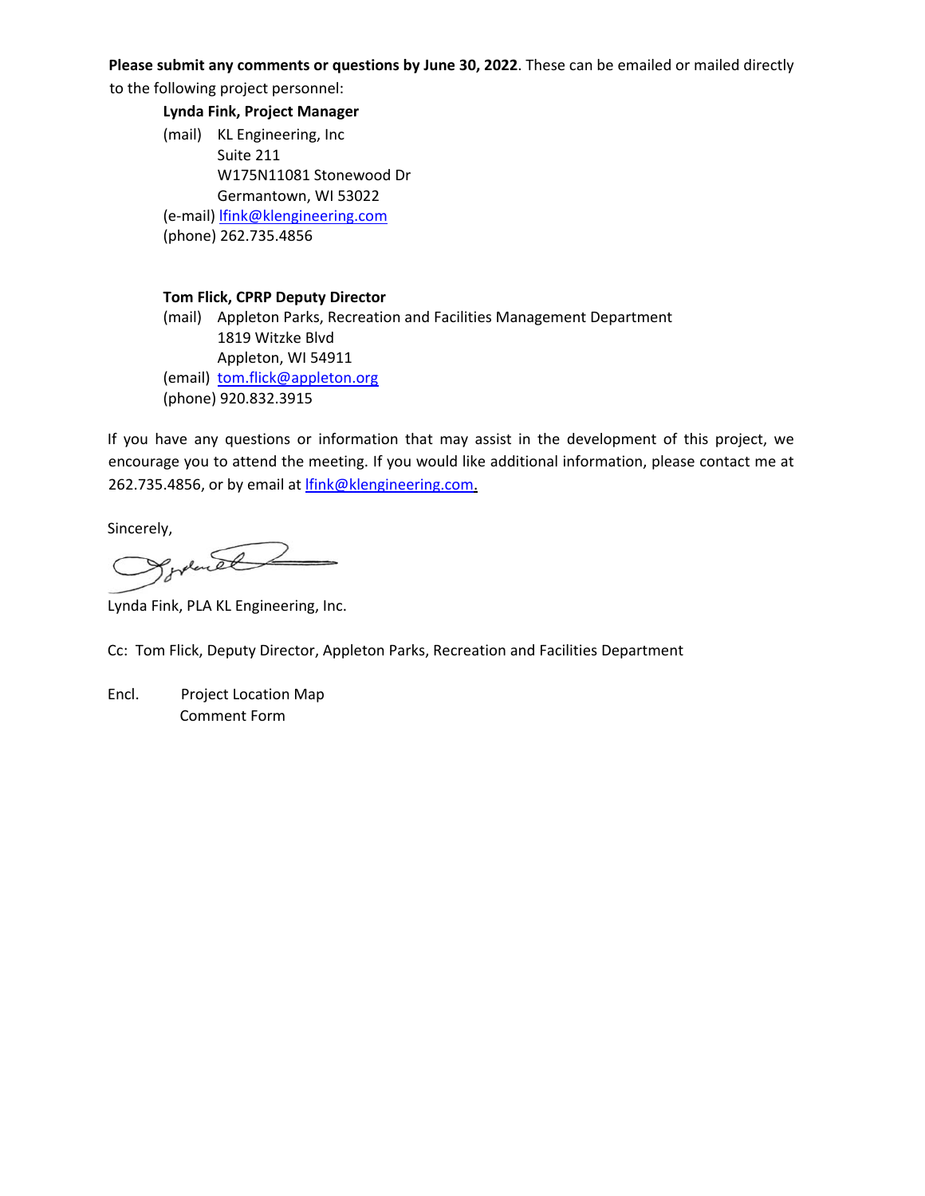**Please submit any comments or questions by June 30, 2022**. These can be emailed or mailed directly to the following project personnel:

**Lynda Fink, Project Manager**
(mail) KL Engineering, Inc
Suite 211
W175N11081 Stonewood Dr
Germantown, WI 53022
(e-mail) lfink@klengineering.com
(phone) 262.735.4856

**Tom Flick, CPRP Deputy Director**
(mail) Appleton Parks, Recreation and Facilities Management Department
1819 Witzke Blvd
Appleton, WI 54911
(email) tom.flick@appleton.org
(phone) 920.832.3915

If you have any questions or information that may assist in the development of this project, we encourage you to attend the meeting. If you would like additional information, please contact me at 262.735.4856, or by email at lfink@klengineering.com.

Sincerely,

Lynda Fink, PLA KL Engineering, Inc.

Cc: Tom Flick, Deputy Director, Appleton Parks, Recreation and Facilities Department

Encl. Project Location Map
Comment Form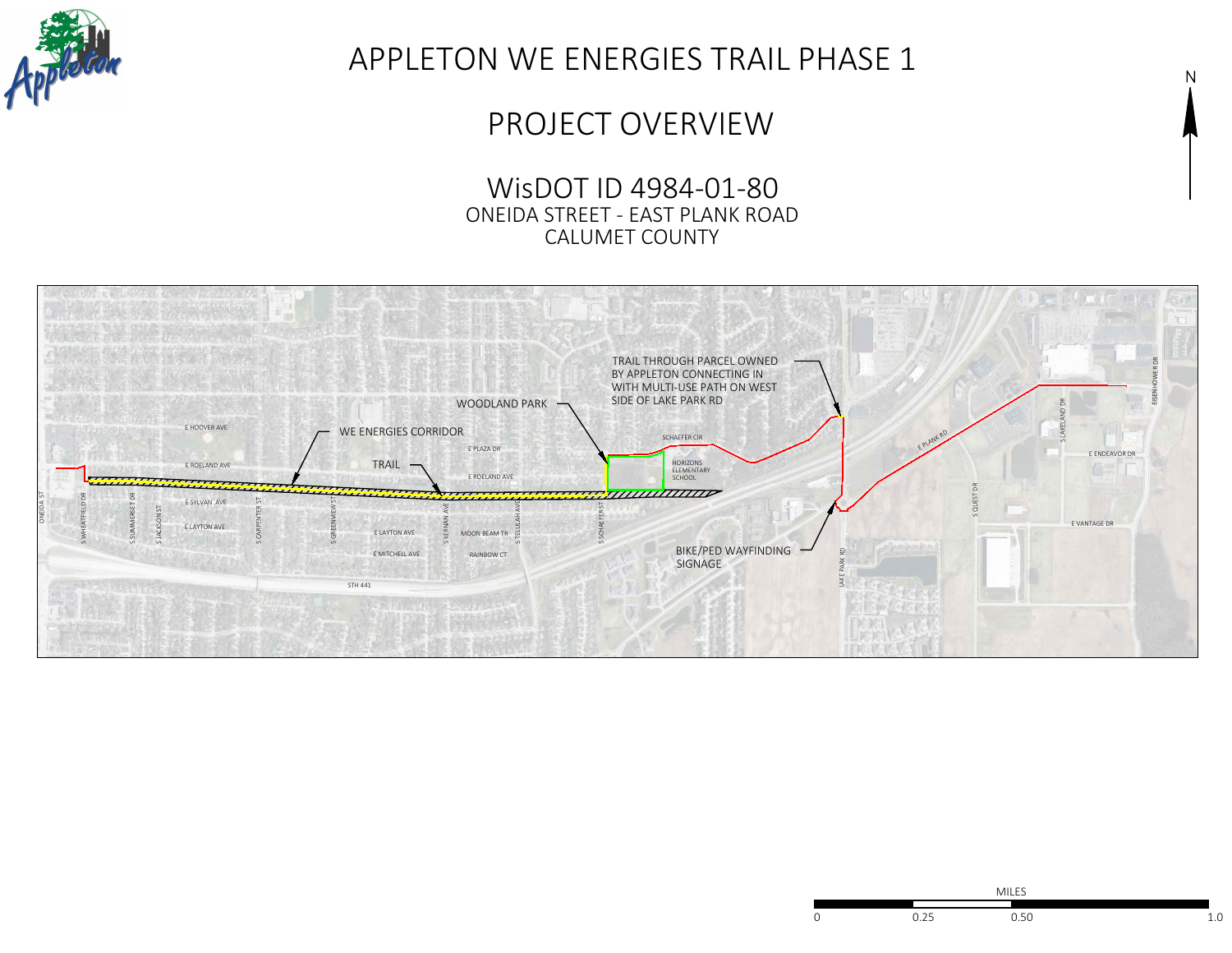# APPLETON WE ENERGIES TRAIL PHASE 1

## PROJECT OVERVIEW

### WisDOT ID 4984-01-80

ONEIDA STREET - EAST PLANK ROAD

CALUMET COUNTY

TRAIL THROUGH PARCEL OWNED BY APPLETON CONNECTING IN WITH MULTI-USE PATH ON WEST SIDE OF LAKE PARK RD

WOODLAND PARK

WE ENERGIES CORRIDOR

TRAIL

BIKE/PED WAYFINDING SIGNAGE

E HOOVER AVE

E ROELAND AVE

E PLAZA DR

E ROELAND AVE

SCHAEFER CIR

HORIZONS ELEMENTARY SCHOOL

E SYLVAN AVE

E LAYTON AVE

E LAYTON AVE

MOON BEAM TR

E MITCHELL AVE

RAINBOW CT

STH 441

ONEIDA ST

S WHEATFIELD DR

S SUMMERSET DR

S JACKSON ST

S CARPENTER ST

S GREENVIEW ST

S KERNAN AVE

S TELULAH AVE

S SCHAEFER ST

LAKE PARK RD

E PLANK RD

S QUEST DR

S LAKELAND DR

E ENDEAVOR DR

E VANTAGE DR

EISENHOWER DR

N

MILES

0 0.25 0.50 1.0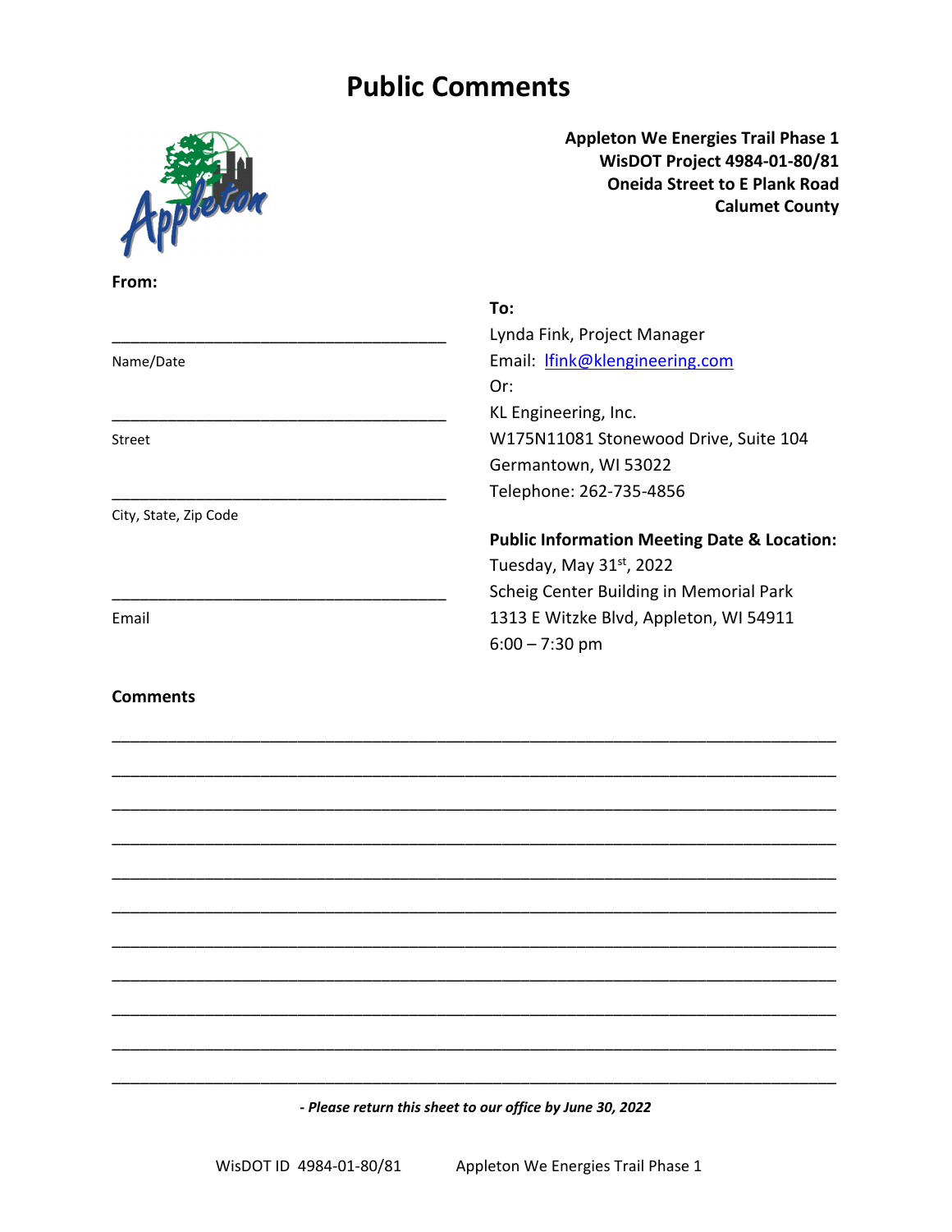# Public Comments

**Appleton We Energies Trail Phase 1**
**WisDOT Project 4984-01-80/81**
**Oneida Street to E Plank Road**
**Calumet County**

**From:**

______________________________________
Name/Date

______________________________________
Street

______________________________________
City, State, Zip Code

______________________________________
Email

**To:**
Lynda Fink, Project Manager
Email: lfink@klengineering.com
Or:
KL Engineering, Inc.
W175N11081 Stonewood Drive, Suite 104
Germantown, WI 53022
Telephone: 262-735-4856

**Public Information Meeting Date & Location:**
Tuesday, May 31st, 2022
Scheig Center Building in Memorial Park
1313 E Witzke Blvd, Appleton, WI 54911
6:00 – 7:30 pm

**Comments**

________________________________________________________________________________

________________________________________________________________________________

________________________________________________________________________________

________________________________________________________________________________

________________________________________________________________________________

________________________________________________________________________________

________________________________________________________________________________

________________________________________________________________________________

________________________________________________________________________________

________________________________________________________________________________

________________________________________________________________________________

***- Please return this sheet to our office by June 30, 2022***